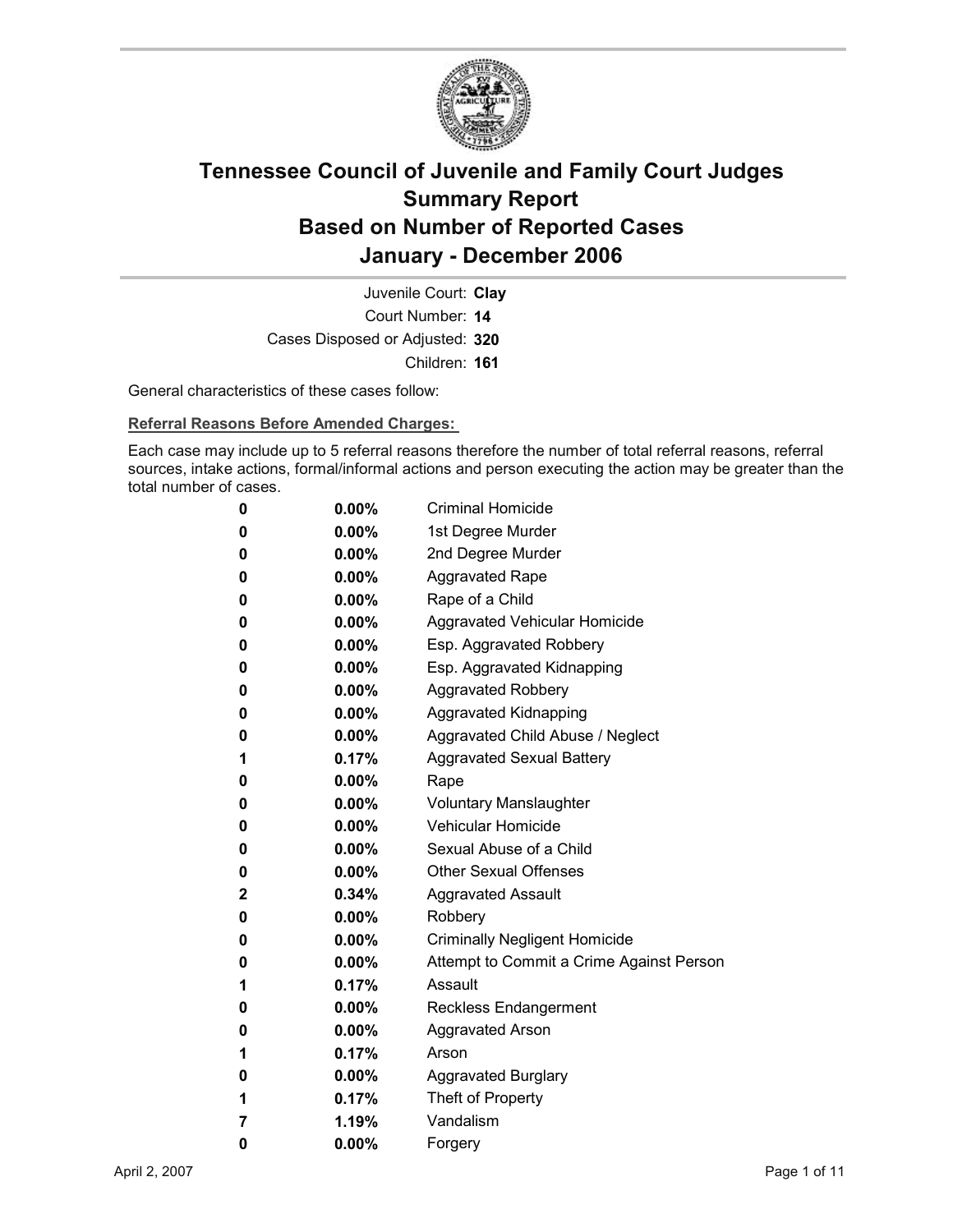# Tennessee Council of Juvenile and Family Court Judges
# Summary Report
# Based on Number of Reported Cases
# January - December 2006

Juvenile Court: **Clay**
Court Number: **14**
Cases Disposed or Adjusted: **320**
Children: **161**

General characteristics of these cases follow:

**Referral Reasons Before Amended Charges:**

Each case may include up to 5 referral reasons therefore the number of total referral reasons, referral sources, intake actions, formal/informal actions and person executing the action may be greater than the total number of cases.

| | | |
|---|---|---|
| 0 | 0.00% | Criminal Homicide |
| 0 | 0.00% | 1st Degree Murder |
| 0 | 0.00% | 2nd Degree Murder |
| 0 | 0.00% | Aggravated Rape |
| 0 | 0.00% | Rape of a Child |
| 0 | 0.00% | Aggravated Vehicular Homicide |
| 0 | 0.00% | Esp. Aggravated Robbery |
| 0 | 0.00% | Esp. Aggravated Kidnapping |
| 0 | 0.00% | Aggravated Robbery |
| 0 | 0.00% | Aggravated Kidnapping |
| 0 | 0.00% | Aggravated Child Abuse / Neglect |
| 1 | 0.17% | Aggravated Sexual Battery |
| 0 | 0.00% | Rape |
| 0 | 0.00% | Voluntary Manslaughter |
| 0 | 0.00% | Vehicular Homicide |
| 0 | 0.00% | Sexual Abuse of a Child |
| 0 | 0.00% | Other Sexual Offenses |
| 2 | 0.34% | Aggravated Assault |
| 0 | 0.00% | Robbery |
| 0 | 0.00% | Criminally Negligent Homicide |
| 0 | 0.00% | Attempt to Commit a Crime Against Person |
| 1 | 0.17% | Assault |
| 0 | 0.00% | Reckless Endangerment |
| 0 | 0.00% | Aggravated Arson |
| 1 | 0.17% | Arson |
| 0 | 0.00% | Aggravated Burglary |
| 1 | 0.17% | Theft of Property |
| 7 | 1.19% | Vandalism |
| 0 | 0.00% | Forgery |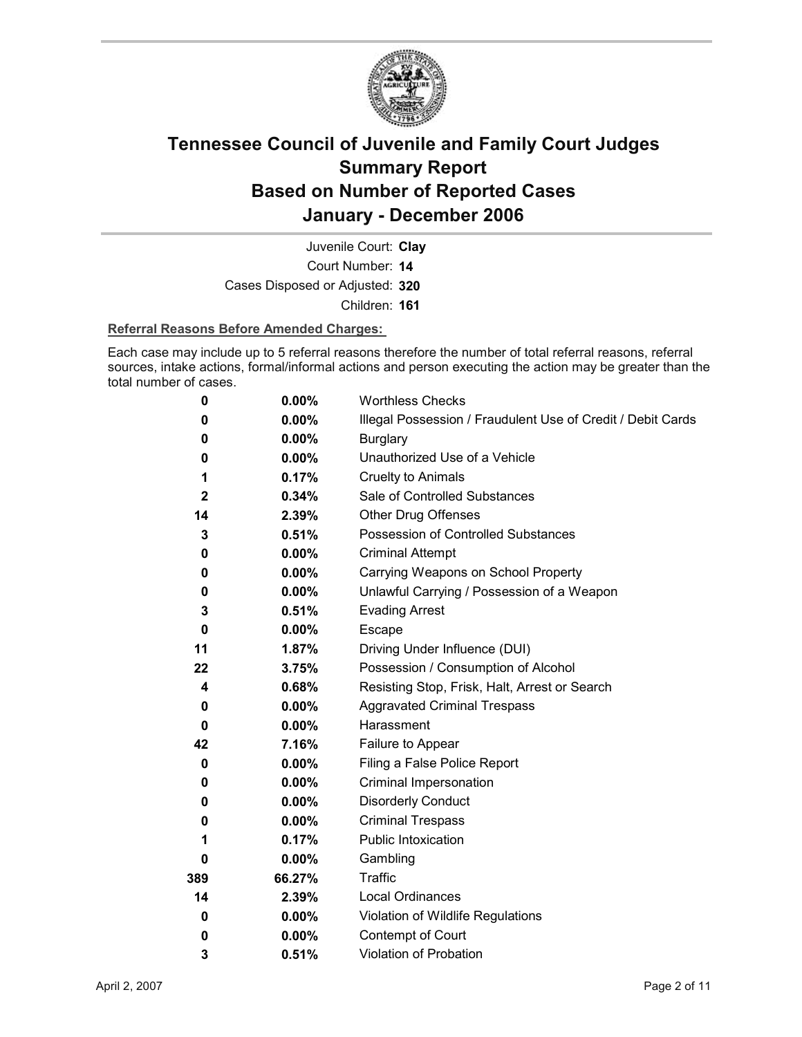# Tennessee Council of Juvenile and Family Court Judges
# Summary Report
# Based on Number of Reported Cases
# January - December 2006

Juvenile Court: **Clay**
Court Number: **14**
Cases Disposed or Adjusted: **320**
Children: **161**

**Referral Reasons Before Amended Charges:**

Each case may include up to 5 referral reasons therefore the number of total referral reasons, referral sources, intake actions, formal/informal actions and person executing the action may be greater than the total number of cases.

| Count | Percent | Referral Reason |
|---|---|---|
| 0 | 0.00% | Worthless Checks |
| 0 | 0.00% | Illegal Possession / Fraudulent Use of Credit / Debit Cards |
| 0 | 0.00% | Burglary |
| 0 | 0.00% | Unauthorized Use of a Vehicle |
| 1 | 0.17% | Cruelty to Animals |
| 2 | 0.34% | Sale of Controlled Substances |
| 14 | 2.39% | Other Drug Offenses |
| 3 | 0.51% | Possession of Controlled Substances |
| 0 | 0.00% | Criminal Attempt |
| 0 | 0.00% | Carrying Weapons on School Property |
| 0 | 0.00% | Unlawful Carrying / Possession of a Weapon |
| 3 | 0.51% | Evading Arrest |
| 0 | 0.00% | Escape |
| 11 | 1.87% | Driving Under Influence (DUI) |
| 22 | 3.75% | Possession / Consumption of Alcohol |
| 4 | 0.68% | Resisting Stop, Frisk, Halt, Arrest or Search |
| 0 | 0.00% | Aggravated Criminal Trespass |
| 0 | 0.00% | Harassment |
| 42 | 7.16% | Failure to Appear |
| 0 | 0.00% | Filing a False Police Report |
| 0 | 0.00% | Criminal Impersonation |
| 0 | 0.00% | Disorderly Conduct |
| 0 | 0.00% | Criminal Trespass |
| 1 | 0.17% | Public Intoxication |
| 0 | 0.00% | Gambling |
| 389 | 66.27% | Traffic |
| 14 | 2.39% | Local Ordinances |
| 0 | 0.00% | Violation of Wildlife Regulations |
| 0 | 0.00% | Contempt of Court |
| 3 | 0.51% | Violation of Probation |

April 2, 2007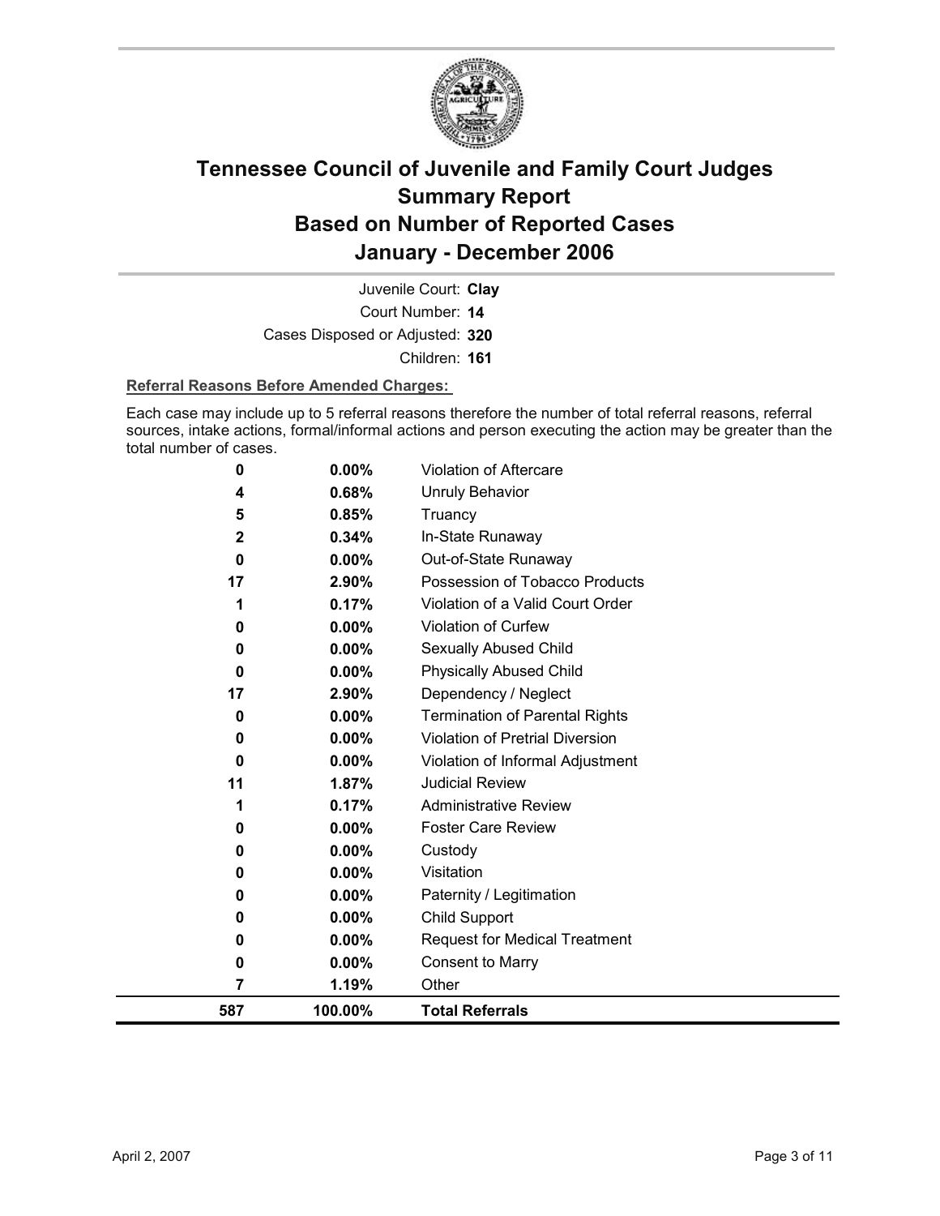# Tennessee Council of Juvenile and Family Court Judges Summary Report Based on Number of Reported Cases January - December 2006

Juvenile Court: **Clay**

Court Number: **14**

Cases Disposed or Adjusted: **320**

Children: **161**

**Referral Reasons Before Amended Charges:**

Each case may include up to 5 referral reasons therefore the number of total referral reasons, referral sources, intake actions, formal/informal actions and person executing the action may be greater than the total number of cases.

| Count | Percent | Referral Reason |
|---|---|---|
| 0 | 0.00% | Violation of Aftercare |
| 4 | 0.68% | Unruly Behavior |
| 5 | 0.85% | Truancy |
| 2 | 0.34% | In-State Runaway |
| 0 | 0.00% | Out-of-State Runaway |
| 17 | 2.90% | Possession of Tobacco Products |
| 1 | 0.17% | Violation of a Valid Court Order |
| 0 | 0.00% | Violation of Curfew |
| 0 | 0.00% | Sexually Abused Child |
| 0 | 0.00% | Physically Abused Child |
| 17 | 2.90% | Dependency / Neglect |
| 0 | 0.00% | Termination of Parental Rights |
| 0 | 0.00% | Violation of Pretrial Diversion |
| 0 | 0.00% | Violation of Informal Adjustment |
| 11 | 1.87% | Judicial Review |
| 1 | 0.17% | Administrative Review |
| 0 | 0.00% | Foster Care Review |
| 0 | 0.00% | Custody |
| 0 | 0.00% | Visitation |
| 0 | 0.00% | Paternity / Legitimation |
| 0 | 0.00% | Child Support |
| 0 | 0.00% | Request for Medical Treatment |
| 0 | 0.00% | Consent to Marry |
| 7 | 1.19% | Other |
| **587** | **100.00%** | **Total Referrals** |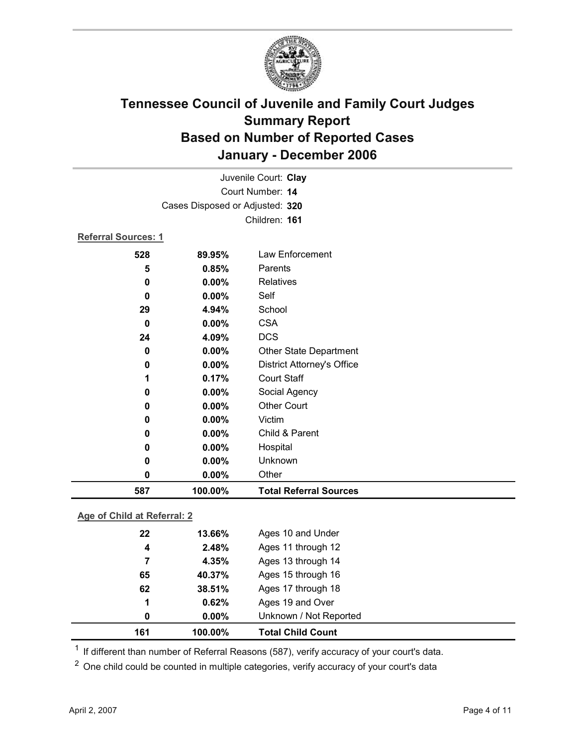# Tennessee Council of Juvenile and Family Court Judges
## Summary Report
## Based on Number of Reported Cases
## January - December 2006

Juvenile Court: **Clay**
Court Number: **14**
Cases Disposed or Adjusted: **320**
Children: **161**

**Referral Sources: 1**

| | | |
|---|---|---|
| **528** | **89.95%** | Law Enforcement |
| **5** | **0.85%** | Parents |
| **0** | **0.00%** | Relatives |
| **0** | **0.00%** | Self |
| **29** | **4.94%** | School |
| **0** | **0.00%** | CSA |
| **24** | **4.09%** | DCS |
| **0** | **0.00%** | Other State Department |
| **0** | **0.00%** | District Attorney's Office |
| **1** | **0.17%** | Court Staff |
| **0** | **0.00%** | Social Agency |
| **0** | **0.00%** | Other Court |
| **0** | **0.00%** | Victim |
| **0** | **0.00%** | Child & Parent |
| **0** | **0.00%** | Hospital |
| **0** | **0.00%** | Unknown |
| **0** | **0.00%** | Other |
| **587** | **100.00%** | **Total Referral Sources** |

**Age of Child at Referral: 2**

| | | |
|---|---|---|
| **22** | **13.66%** | Ages 10 and Under |
| **4** | **2.48%** | Ages 11 through 12 |
| **7** | **4.35%** | Ages 13 through 14 |
| **65** | **40.37%** | Ages 15 through 16 |
| **62** | **38.51%** | Ages 17 through 18 |
| **1** | **0.62%** | Ages 19 and Over |
| **0** | **0.00%** | Unknown / Not Reported |
| **161** | **100.00%** | **Total Child Count** |

[1] If different than number of Referral Reasons (587), verify accuracy of your court's data.

[2] One child could be counted in multiple categories, verify accuracy of your court's data

April 2, 2007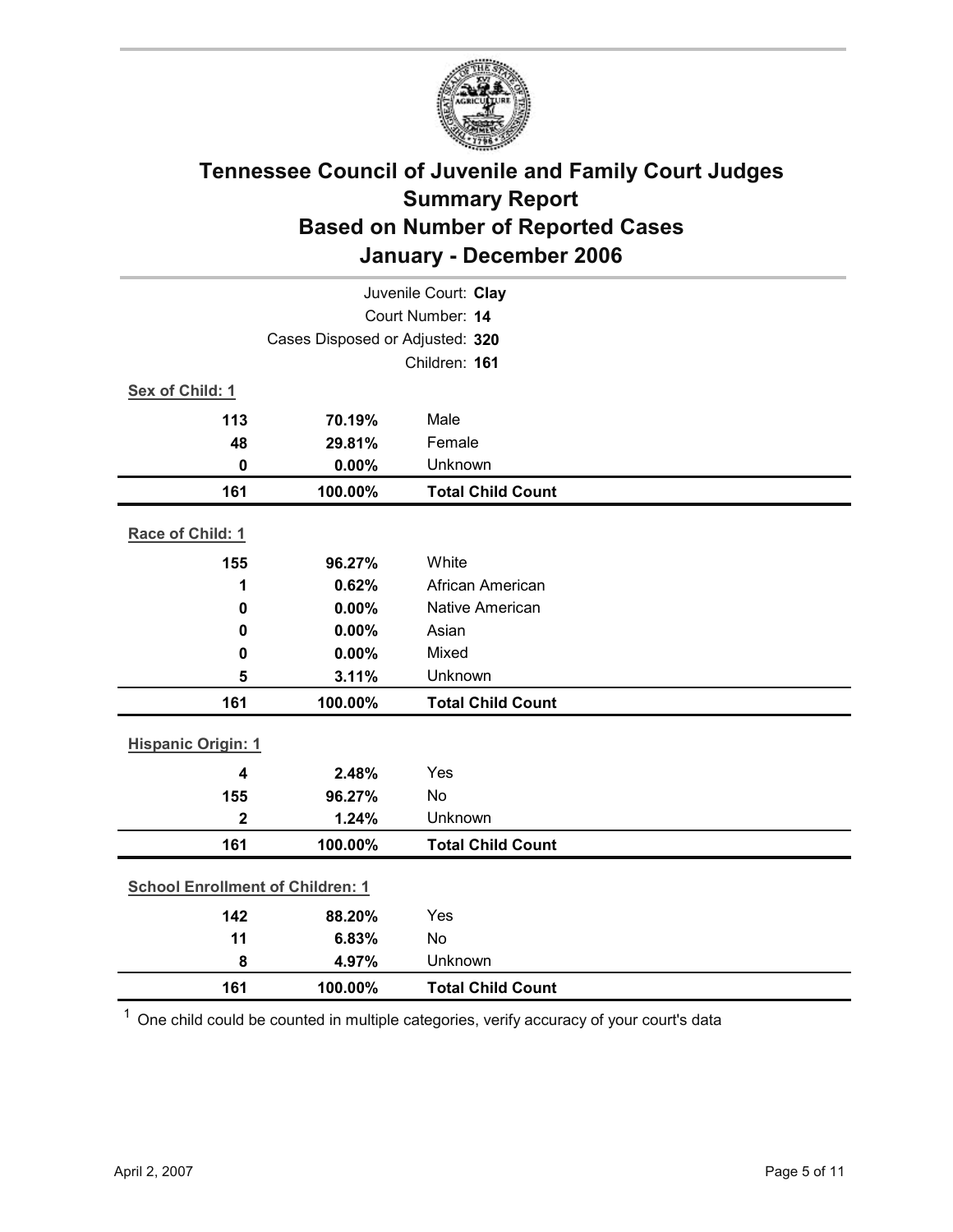# Tennessee Council of Juvenile and Family Court Judges
## Summary Report
## Based on Number of Reported Cases
## January - December 2006

Juvenile Court: **Clay**
Court Number: **14**
Cases Disposed or Adjusted: **320**
Children: **161**

**Sex of Child: 1**

| | | |
|---|---|---|
| 113 | 70.19% | Male |
| 48 | 29.81% | Female |
| 0 | 0.00% | Unknown |
| **161** | **100.00%** | **Total Child Count** |

**Race of Child: 1**

| | | |
|---|---|---|
| 155 | 96.27% | White |
| 1 | 0.62% | African American |
| 0 | 0.00% | Native American |
| 0 | 0.00% | Asian |
| 0 | 0.00% | Mixed |
| 5 | 3.11% | Unknown |
| **161** | **100.00%** | **Total Child Count** |

**Hispanic Origin: 1**

| | | |
|---|---|---|
| 4 | 2.48% | Yes |
| 155 | 96.27% | No |
| 2 | 1.24% | Unknown |
| **161** | **100.00%** | **Total Child Count** |

**School Enrollment of Children: 1**

| | | |
|---|---|---|
| 142 | 88.20% | Yes |
| 11 | 6.83% | No |
| 8 | 4.97% | Unknown |
| **161** | **100.00%** | **Total Child Count** |

[1] One child could be counted in multiple categories, verify accuracy of your court's data

April 2, 2007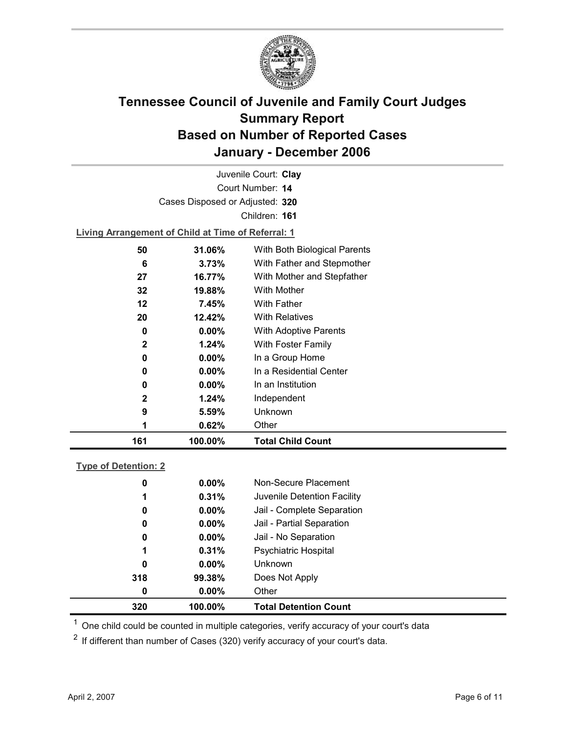# Tennessee Council of Juvenile and Family Court Judges
## Summary Report
## Based on Number of Reported Cases
## January - December 2006

Juvenile Court: **Clay**
Court Number: **14**
Cases Disposed or Adjusted: **320**
Children: **161**

**Living Arrangement of Child at Time of Referral: 1**

| Count | Percent | Living Arrangement |
|---|---|---|
| 50 | 31.06% | With Both Biological Parents |
| 6 | 3.73% | With Father and Stepmother |
| 27 | 16.77% | With Mother and Stepfather |
| 32 | 19.88% | With Mother |
| 12 | 7.45% | With Father |
| 20 | 12.42% | With Relatives |
| 0 | 0.00% | With Adoptive Parents |
| 2 | 1.24% | With Foster Family |
| 0 | 0.00% | In a Group Home |
| 0 | 0.00% | In a Residential Center |
| 0 | 0.00% | In an Institution |
| 2 | 1.24% | Independent |
| 9 | 5.59% | Unknown |
| 1 | 0.62% | Other |
| **161** | **100.00%** | **Total Child Count** |

**Type of Detention: 2**

| Count | Percent | Type of Detention |
|---|---|---|
| 0 | 0.00% | Non-Secure Placement |
| 1 | 0.31% | Juvenile Detention Facility |
| 0 | 0.00% | Jail - Complete Separation |
| 0 | 0.00% | Jail - Partial Separation |
| 0 | 0.00% | Jail - No Separation |
| 1 | 0.31% | Psychiatric Hospital |
| 0 | 0.00% | Unknown |
| 318 | 99.38% | Does Not Apply |
| 0 | 0.00% | Other |
| **320** | **100.00%** | **Total Detention Count** |

[1] One child could be counted in multiple categories, verify accuracy of your court's data

[2] If different than number of Cases (320) verify accuracy of your court's data.

April 2, 2007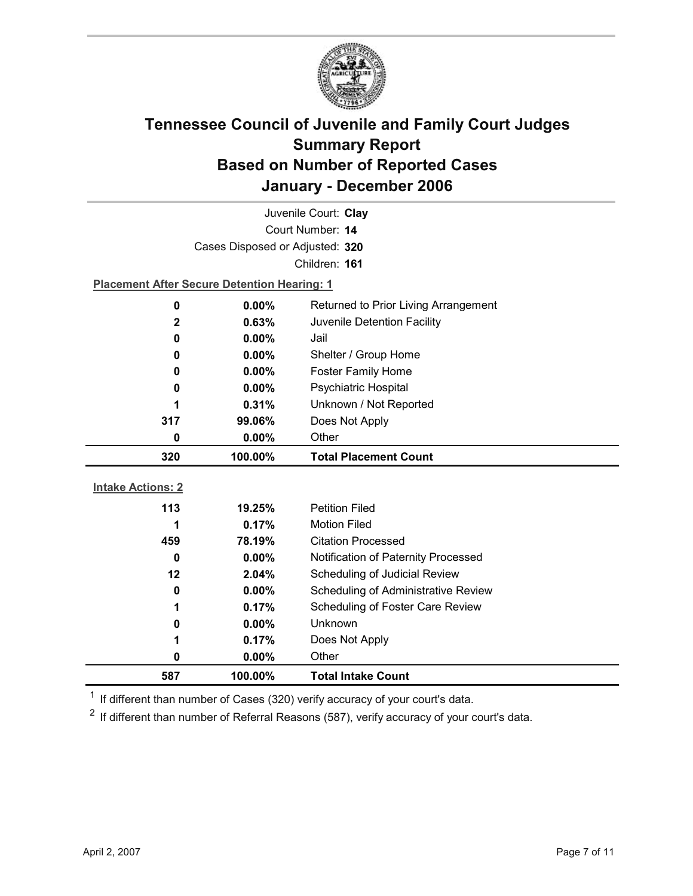# Tennessee Council of Juvenile and Family Court Judges Summary Report Based on Number of Reported Cases January - December 2006

Juvenile Court: **Clay**

Court Number: **14**

Cases Disposed or Adjusted: **320**

Children: **161**

**Placement After Secure Detention Hearing: 1**

| Count | Percent | Placement |
|---|---|---|
| 0 | 0.00% | Returned to Prior Living Arrangement |
| 2 | 0.63% | Juvenile Detention Facility |
| 0 | 0.00% | Jail |
| 0 | 0.00% | Shelter / Group Home |
| 0 | 0.00% | Foster Family Home |
| 0 | 0.00% | Psychiatric Hospital |
| 1 | 0.31% | Unknown / Not Reported |
| 317 | 99.06% | Does Not Apply |
| 0 | 0.00% | Other |
| **320** | **100.00%** | **Total Placement Count** |

**Intake Actions: 2**

| Count | Percent | Intake Action |
|---|---|---|
| 113 | 19.25% | Petition Filed |
| 1 | 0.17% | Motion Filed |
| 459 | 78.19% | Citation Processed |
| 0 | 0.00% | Notification of Paternity Processed |
| 12 | 2.04% | Scheduling of Judicial Review |
| 0 | 0.00% | Scheduling of Administrative Review |
| 1 | 0.17% | Scheduling of Foster Care Review |
| 0 | 0.00% | Unknown |
| 1 | 0.17% | Does Not Apply |
| 0 | 0.00% | Other |
| **587** | **100.00%** | **Total Intake Count** |

[1] If different than number of Cases (320) verify accuracy of your court's data.

[2] If different than number of Referral Reasons (587), verify accuracy of your court's data.

April 2, 2007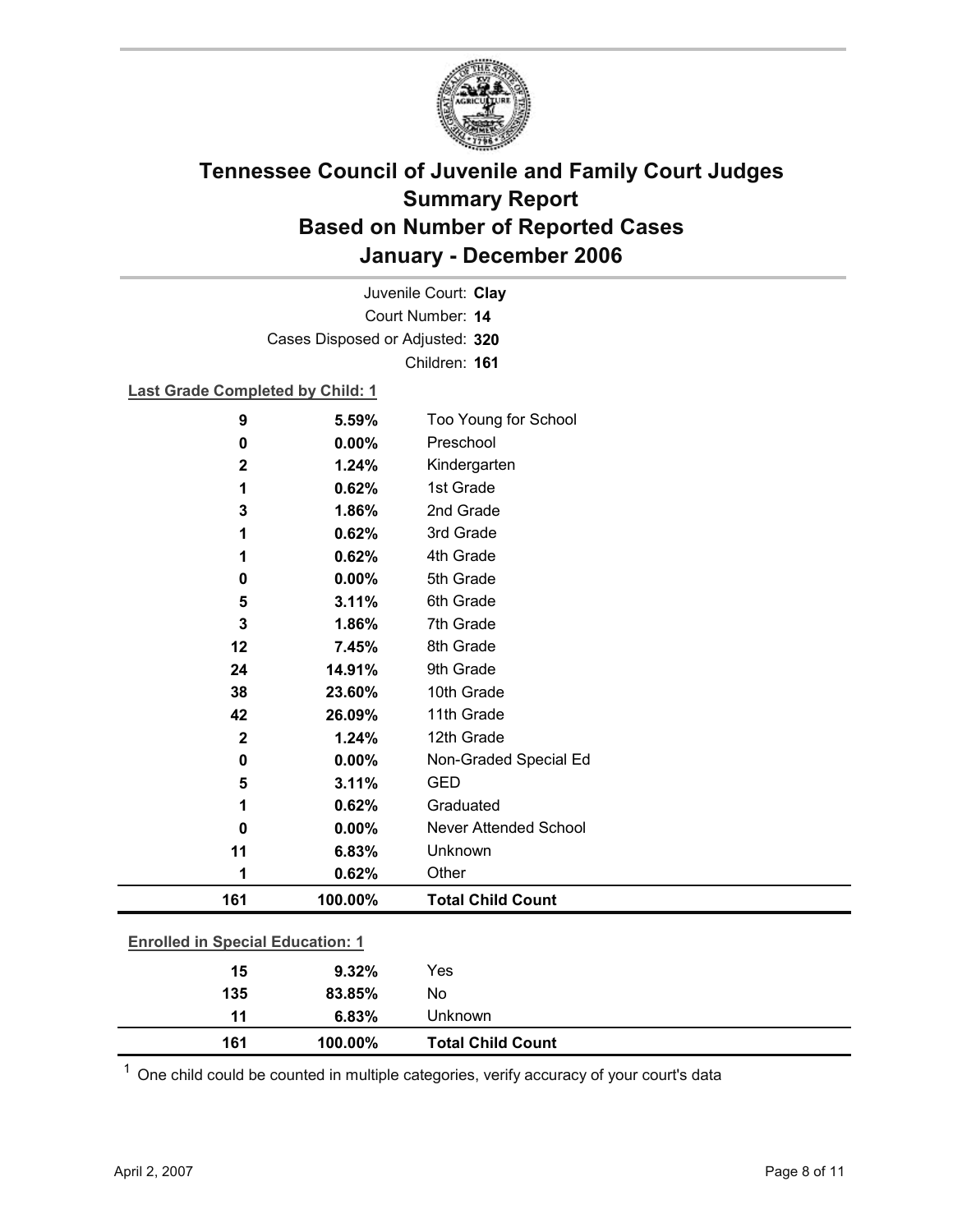# Tennessee Council of Juvenile and Family Court Judges
## Summary Report
## Based on Number of Reported Cases
## January - December 2006

Juvenile Court: **Clay**
Court Number: **14**
Cases Disposed or Adjusted: **320**
Children: **161**

**Last Grade Completed by Child: 1**

| | | |
|---|---|---|
| 9 | 5.59% | Too Young for School |
| 0 | 0.00% | Preschool |
| 2 | 1.24% | Kindergarten |
| 1 | 0.62% | 1st Grade |
| 3 | 1.86% | 2nd Grade |
| 1 | 0.62% | 3rd Grade |
| 1 | 0.62% | 4th Grade |
| 0 | 0.00% | 5th Grade |
| 5 | 3.11% | 6th Grade |
| 3 | 1.86% | 7th Grade |
| 12 | 7.45% | 8th Grade |
| 24 | 14.91% | 9th Grade |
| 38 | 23.60% | 10th Grade |
| 42 | 26.09% | 11th Grade |
| 2 | 1.24% | 12th Grade |
| 0 | 0.00% | Non-Graded Special Ed |
| 5 | 3.11% | GED |
| 1 | 0.62% | Graduated |
| 0 | 0.00% | Never Attended School |
| 11 | 6.83% | Unknown |
| 1 | 0.62% | Other |
| **161** | **100.00%** | **Total Child Count** |

**Enrolled in Special Education: 1**

| | | |
|---|---|---|
| 15 | 9.32% | Yes |
| 135 | 83.85% | No |
| 11 | 6.83% | Unknown |
| **161** | **100.00%** | **Total Child Count** |

[1] One child could be counted in multiple categories, verify accuracy of your court's data

April 2, 2007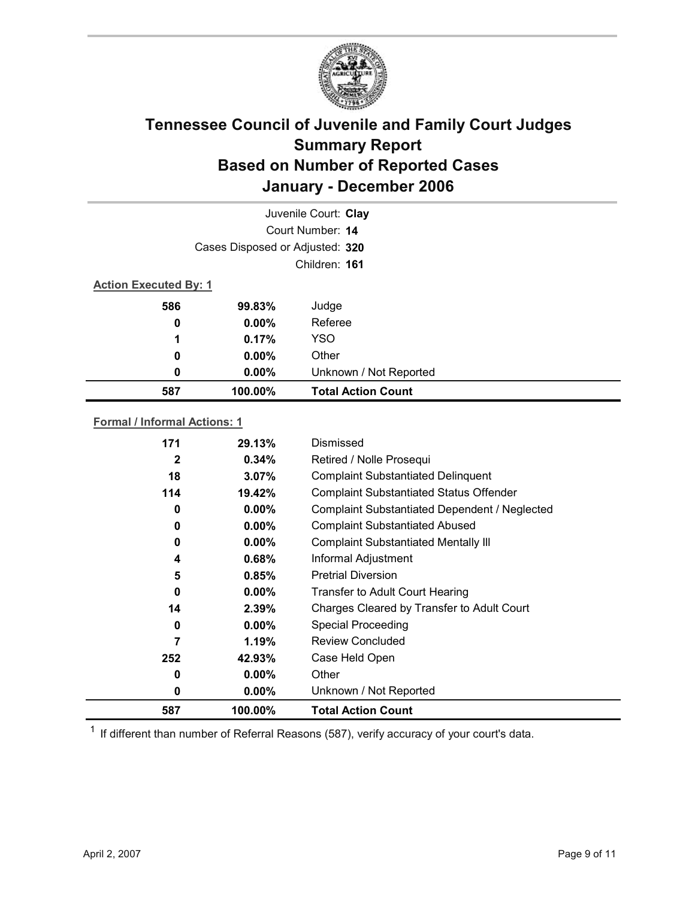# Tennessee Council of Juvenile and Family Court Judges
## Summary Report
## Based on Number of Reported Cases
## January - December 2006

Juvenile Court: **Clay**
Court Number: **14**
Cases Disposed or Adjusted: **320**
Children: **161**

**Action Executed By: 1**

| | | |
|---|---|---|
| 586 | 99.83% | Judge |
| 0 | 0.00% | Referee |
| 1 | 0.17% | YSO |
| 0 | 0.00% | Other |
| 0 | 0.00% | Unknown / Not Reported |
| **587** | **100.00%** | **Total Action Count** |

**Formal / Informal Actions: 1**

| | | |
|---|---|---|
| 171 | 29.13% | Dismissed |
| 2 | 0.34% | Retired / Nolle Prosequi |
| 18 | 3.07% | Complaint Substantiated Delinquent |
| 114 | 19.42% | Complaint Substantiated Status Offender |
| 0 | 0.00% | Complaint Substantiated Dependent / Neglected |
| 0 | 0.00% | Complaint Substantiated Abused |
| 0 | 0.00% | Complaint Substantiated Mentally Ill |
| 4 | 0.68% | Informal Adjustment |
| 5 | 0.85% | Pretrial Diversion |
| 0 | 0.00% | Transfer to Adult Court Hearing |
| 14 | 2.39% | Charges Cleared by Transfer to Adult Court |
| 0 | 0.00% | Special Proceeding |
| 7 | 1.19% | Review Concluded |
| 252 | 42.93% | Case Held Open |
| 0 | 0.00% | Other |
| 0 | 0.00% | Unknown / Not Reported |
| **587** | **100.00%** | **Total Action Count** |

[1] If different than number of Referral Reasons (587), verify accuracy of your court's data.

April 2, 2007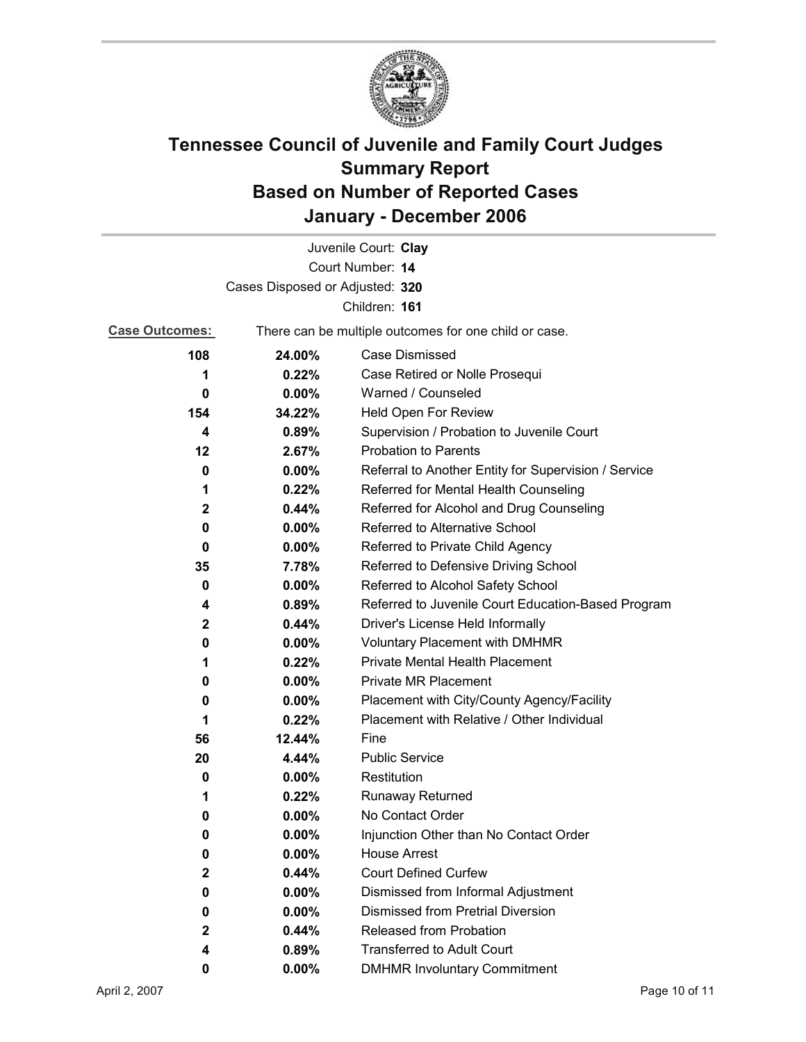# Tennessee Council of Juvenile and Family Court Judges
## Summary Report
## Based on Number of Reported Cases
## January - December 2006

Juvenile Court: **Clay**
Court Number: **14**
Cases Disposed or Adjusted: **320**
Children: **161**

**Case Outcomes:** There can be multiple outcomes for one child or case.

| Count | Percent | Outcome |
|---|---|---|
| 108 | 24.00% | Case Dismissed |
| 1 | 0.22% | Case Retired or Nolle Prosequi |
| 0 | 0.00% | Warned / Counseled |
| 154 | 34.22% | Held Open For Review |
| 4 | 0.89% | Supervision / Probation to Juvenile Court |
| 12 | 2.67% | Probation to Parents |
| 0 | 0.00% | Referral to Another Entity for Supervision / Service |
| 1 | 0.22% | Referred for Mental Health Counseling |
| 2 | 0.44% | Referred for Alcohol and Drug Counseling |
| 0 | 0.00% | Referred to Alternative School |
| 0 | 0.00% | Referred to Private Child Agency |
| 35 | 7.78% | Referred to Defensive Driving School |
| 0 | 0.00% | Referred to Alcohol Safety School |
| 4 | 0.89% | Referred to Juvenile Court Education-Based Program |
| 2 | 0.44% | Driver's License Held Informally |
| 0 | 0.00% | Voluntary Placement with DMHMR |
| 1 | 0.22% | Private Mental Health Placement |
| 0 | 0.00% | Private MR Placement |
| 0 | 0.00% | Placement with City/County Agency/Facility |
| 1 | 0.22% | Placement with Relative / Other Individual |
| 56 | 12.44% | Fine |
| 20 | 4.44% | Public Service |
| 0 | 0.00% | Restitution |
| 1 | 0.22% | Runaway Returned |
| 0 | 0.00% | No Contact Order |
| 0 | 0.00% | Injunction Other than No Contact Order |
| 0 | 0.00% | House Arrest |
| 2 | 0.44% | Court Defined Curfew |
| 0 | 0.00% | Dismissed from Informal Adjustment |
| 0 | 0.00% | Dismissed from Pretrial Diversion |
| 2 | 0.44% | Released from Probation |
| 4 | 0.89% | Transferred to Adult Court |
| 0 | 0.00% | DMHMR Involuntary Commitment |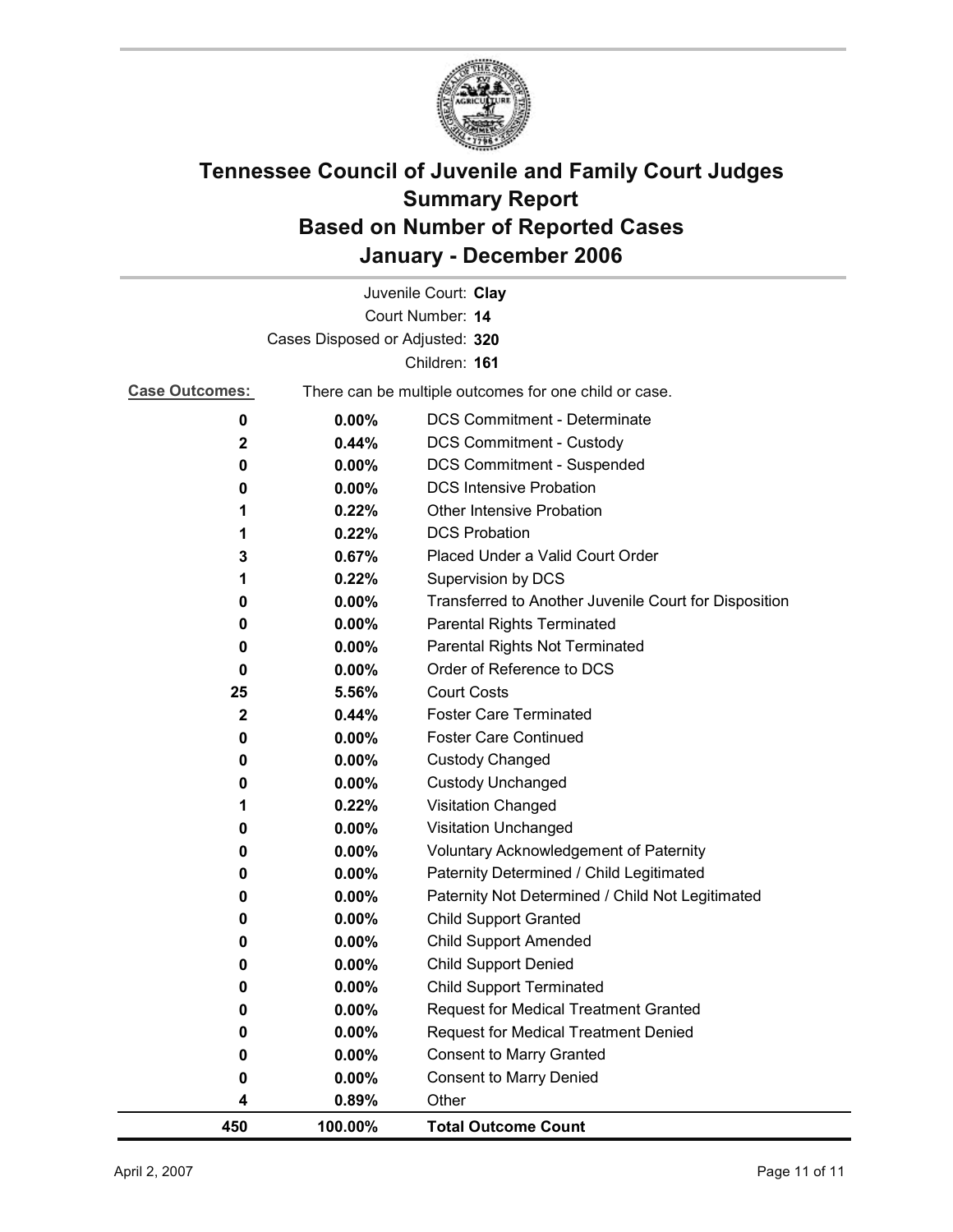# Tennessee Council of Juvenile and Family Court Judges
# Summary Report
# Based on Number of Reported Cases
# January - December 2006

Juvenile Court: **Clay**

Court Number: **14**

Cases Disposed or Adjusted: **320**

Children: **161**

**Case Outcomes:** There can be multiple outcomes for one child or case.

| | | |
|---|---|---|
| 0 | 0.00% | DCS Commitment - Determinate |
| 2 | 0.44% | DCS Commitment - Custody |
| 0 | 0.00% | DCS Commitment - Suspended |
| 0 | 0.00% | DCS Intensive Probation |
| 1 | 0.22% | Other Intensive Probation |
| 1 | 0.22% | DCS Probation |
| 3 | 0.67% | Placed Under a Valid Court Order |
| 1 | 0.22% | Supervision by DCS |
| 0 | 0.00% | Transferred to Another Juvenile Court for Disposition |
| 0 | 0.00% | Parental Rights Terminated |
| 0 | 0.00% | Parental Rights Not Terminated |
| 0 | 0.00% | Order of Reference to DCS |
| 25 | 5.56% | Court Costs |
| 2 | 0.44% | Foster Care Terminated |
| 0 | 0.00% | Foster Care Continued |
| 0 | 0.00% | Custody Changed |
| 0 | 0.00% | Custody Unchanged |
| 1 | 0.22% | Visitation Changed |
| 0 | 0.00% | Visitation Unchanged |
| 0 | 0.00% | Voluntary Acknowledgement of Paternity |
| 0 | 0.00% | Paternity Determined / Child Legitimated |
| 0 | 0.00% | Paternity Not Determined / Child Not Legitimated |
| 0 | 0.00% | Child Support Granted |
| 0 | 0.00% | Child Support Amended |
| 0 | 0.00% | Child Support Denied |
| 0 | 0.00% | Child Support Terminated |
| 0 | 0.00% | Request for Medical Treatment Granted |
| 0 | 0.00% | Request for Medical Treatment Denied |
| 0 | 0.00% | Consent to Marry Granted |
| 0 | 0.00% | Consent to Marry Denied |
| 4 | 0.89% | Other |
| **450** | **100.00%** | **Total Outcome Count** |

April 2, 2007